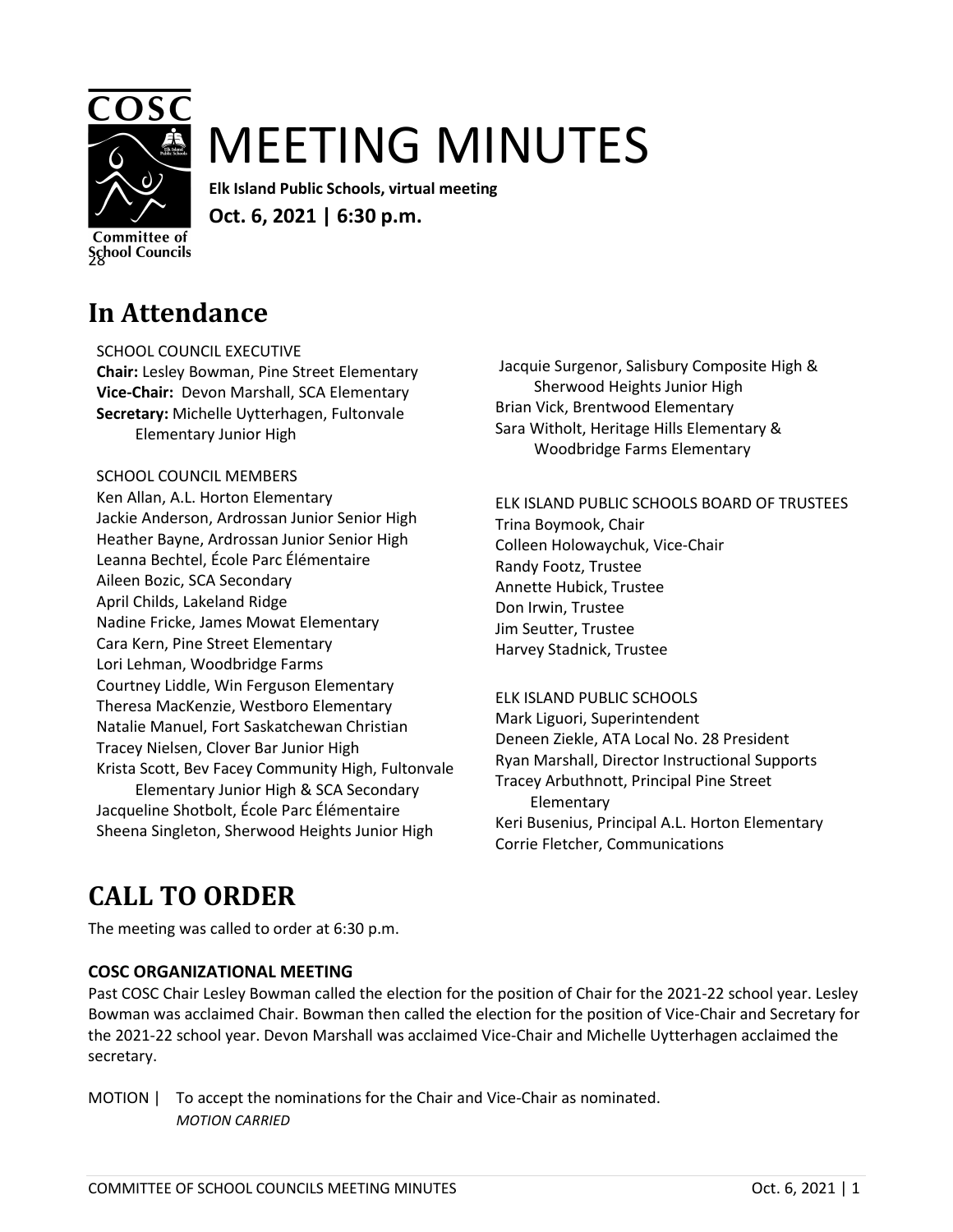# MEETING MINUTES

**Elk Island Public Schools, virtual meeting**

**Oct. 6, 2021 | 6:30 p.m.**

## In Attendance

SCHOOL COUNCIL EXECUTIVE
**Chair:** Lesley Bowman, Pine Street Elementary
**Vice-Chair:** Devon Marshall, SCA Elementary
**Secretary:** Michelle Uytterhagen, Fultonvale Elementary Junior High

SCHOOL COUNCIL MEMBERS
Ken Allan, A.L. Horton Elementary
Jackie Anderson, Ardrossan Junior Senior High
Heather Bayne, Ardrossan Junior Senior High
Leanna Bechtel, École Parc Élémentaire
Aileen Bozic, SCA Secondary
April Childs, Lakeland Ridge
Nadine Fricke, James Mowat Elementary
Cara Kern, Pine Street Elementary
Lori Lehman, Woodbridge Farms
Courtney Liddle, Win Ferguson Elementary
Theresa MacKenzie, Westboro Elementary
Natalie Manuel, Fort Saskatchewan Christian
Tracey Nielsen, Clover Bar Junior High
Krista Scott, Bev Facey Community High, Fultonvale Elementary Junior High & SCA Secondary
Jacqueline Shotbolt, École Parc Élémentaire
Sheena Singleton, Sherwood Heights Junior High
Jacquie Surgenor, Salisbury Composite High & Sherwood Heights Junior High
Brian Vick, Brentwood Elementary
Sara Witholt, Heritage Hills Elementary & Woodbridge Farms Elementary

ELK ISLAND PUBLIC SCHOOLS BOARD OF TRUSTEES
Trina Boymook, Chair
Colleen Holowaychuk, Vice-Chair
Randy Footz, Trustee
Annette Hubick, Trustee
Don Irwin, Trustee
Jim Seutter, Trustee
Harvey Stadnick, Trustee

ELK ISLAND PUBLIC SCHOOLS
Mark Liguori, Superintendent
Deneen Ziekle, ATA Local No. 28 President
Ryan Marshall, Director Instructional Supports
Tracey Arbuthnott, Principal Pine Street Elementary
Keri Busenius, Principal A.L. Horton Elementary
Corrie Fletcher, Communications

## CALL TO ORDER

The meeting was called to order at 6:30 p.m.

### COSC ORGANIZATIONAL MEETING

Past COSC Chair Lesley Bowman called the election for the position of Chair for the 2021-22 school year. Lesley Bowman was acclaimed Chair. Bowman then called the election for the position of Vice-Chair and Secretary for the 2021-22 school year. Devon Marshall was acclaimed Vice-Chair and Michelle Uytterhagen acclaimed the secretary.

MOTION | To accept the nominations for the Chair and Vice-Chair as nominated.
*MOTION CARRIED*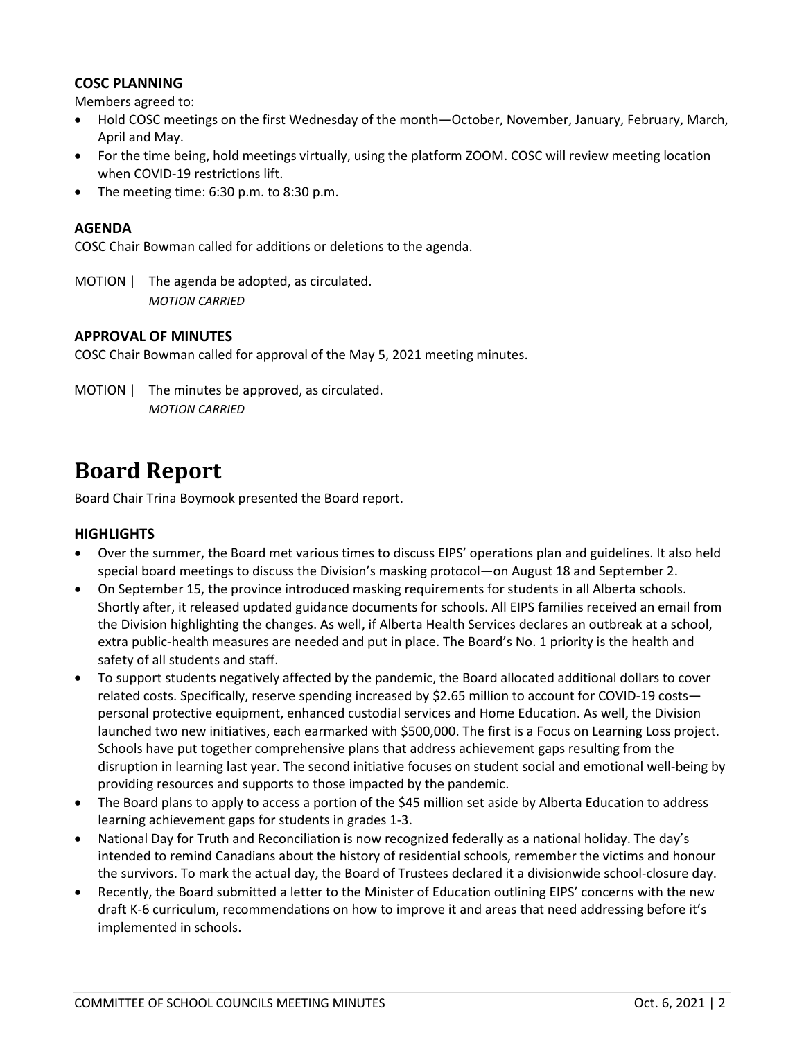### COSC PLANNING

Members agreed to:

- Hold COSC meetings on the first Wednesday of the month—October, November, January, February, March, April and May.
- For the time being, hold meetings virtually, using the platform ZOOM. COSC will review meeting location when COVID-19 restrictions lift.
- The meeting time: 6:30 p.m. to 8:30 p.m.

### AGENDA

COSC Chair Bowman called for additions or deletions to the agenda.

MOTION | The agenda be adopted, as circulated.
*MOTION CARRIED*

### APPROVAL OF MINUTES

COSC Chair Bowman called for approval of the May 5, 2021 meeting minutes.

MOTION | The minutes be approved, as circulated.
*MOTION CARRIED*

# Board Report

Board Chair Trina Boymook presented the Board report.

### HIGHLIGHTS

- Over the summer, the Board met various times to discuss EIPS' operations plan and guidelines. It also held special board meetings to discuss the Division's masking protocol—on August 18 and September 2.
- On September 15, the province introduced masking requirements for students in all Alberta schools. Shortly after, it released updated guidance documents for schools. All EIPS families received an email from the Division highlighting the changes. As well, if Alberta Health Services declares an outbreak at a school, extra public-health measures are needed and put in place. The Board's No. 1 priority is the health and safety of all students and staff.
- To support students negatively affected by the pandemic, the Board allocated additional dollars to cover related costs. Specifically, reserve spending increased by $2.65 million to account for COVID-19 costs—personal protective equipment, enhanced custodial services and Home Education. As well, the Division launched two new initiatives, each earmarked with $500,000. The first is a Focus on Learning Loss project. Schools have put together comprehensive plans that address achievement gaps resulting from the disruption in learning last year. The second initiative focuses on student social and emotional well-being by providing resources and supports to those impacted by the pandemic.
- The Board plans to apply to access a portion of the $45 million set aside by Alberta Education to address learning achievement gaps for students in grades 1-3.
- National Day for Truth and Reconciliation is now recognized federally as a national holiday. The day's intended to remind Canadians about the history of residential schools, remember the victims and honour the survivors. To mark the actual day, the Board of Trustees declared it a divisionwide school-closure day.
- Recently, the Board submitted a letter to the Minister of Education outlining EIPS' concerns with the new draft K-6 curriculum, recommendations on how to improve it and areas that need addressing before it's implemented in schools.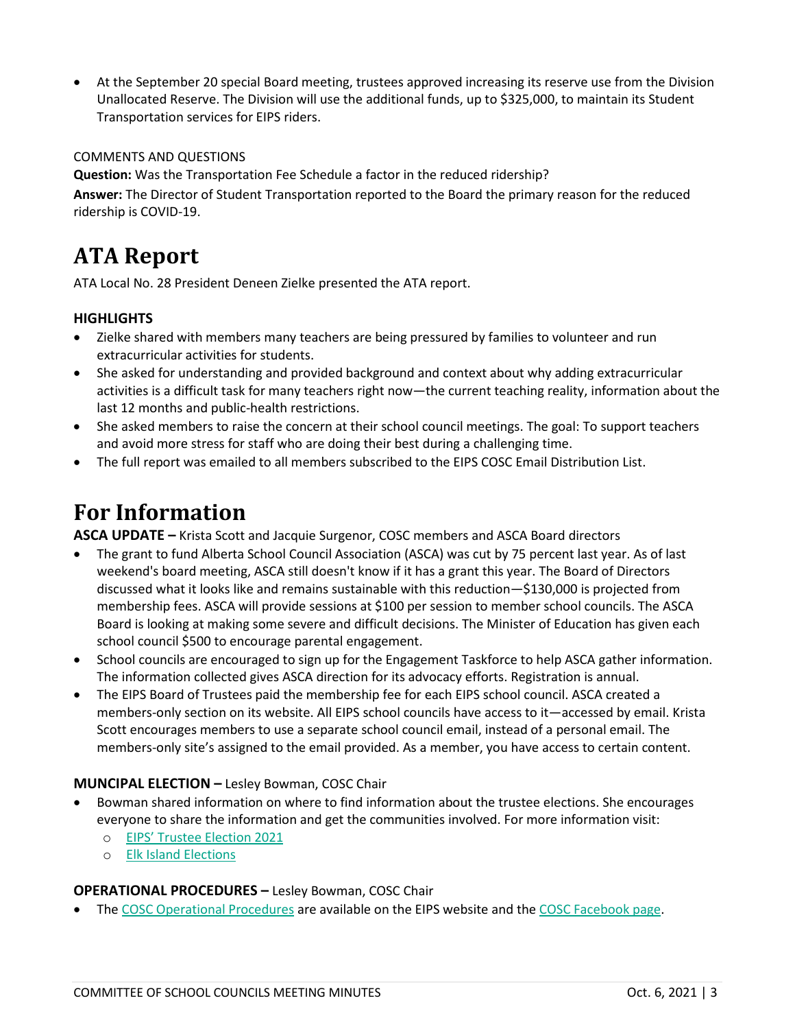- At the September 20 special Board meeting, trustees approved increasing its reserve use from the Division Unallocated Reserve. The Division will use the additional funds, up to $325,000, to maintain its Student Transportation services for EIPS riders.

COMMENTS AND QUESTIONS

**Question:** Was the Transportation Fee Schedule a factor in the reduced ridership?

**Answer:** The Director of Student Transportation reported to the Board the primary reason for the reduced ridership is COVID-19.

# ATA Report

ATA Local No. 28 President Deneen Zielke presented the ATA report.

### HIGHLIGHTS

- Zielke shared with members many teachers are being pressured by families to volunteer and run extracurricular activities for students.
- She asked for understanding and provided background and context about why adding extracurricular activities is a difficult task for many teachers right now—the current teaching reality, information about the last 12 months and public-health restrictions.
- She asked members to raise the concern at their school council meetings. The goal: To support teachers and avoid more stress for staff who are doing their best during a challenging time.
- The full report was emailed to all members subscribed to the EIPS COSC Email Distribution List.

# For Information

**ASCA UPDATE –** Krista Scott and Jacquie Surgenor, COSC members and ASCA Board directors

- The grant to fund Alberta School Council Association (ASCA) was cut by 75 percent last year. As of last weekend's board meeting, ASCA still doesn't know if it has a grant this year. The Board of Directors discussed what it looks like and remains sustainable with this reduction—$130,000 is projected from membership fees. ASCA will provide sessions at $100 per session to member school councils. The ASCA Board is looking at making some severe and difficult decisions. The Minister of Education has given each school council $500 to encourage parental engagement.
- School councils are encouraged to sign up for the Engagement Taskforce to help ASCA gather information. The information collected gives ASCA direction for its advocacy efforts. Registration is annual.
- The EIPS Board of Trustees paid the membership fee for each EIPS school council. ASCA created a members-only section on its website. All EIPS school councils have access to it—accessed by email. Krista Scott encourages members to use a separate school council email, instead of a personal email. The members-only site's assigned to the email provided. As a member, you have access to certain content.

**MUNCIPAL ELECTION –** Lesley Bowman, COSC Chair

- Bowman shared information on where to find information about the trustee elections. She encourages everyone to share the information and get the communities involved. For more information visit:
  - EIPS' Trustee Election 2021
  - Elk Island Elections

**OPERATIONAL PROCEDURES –** Lesley Bowman, COSC Chair

- The COSC Operational Procedures are available on the EIPS website and the COSC Facebook page.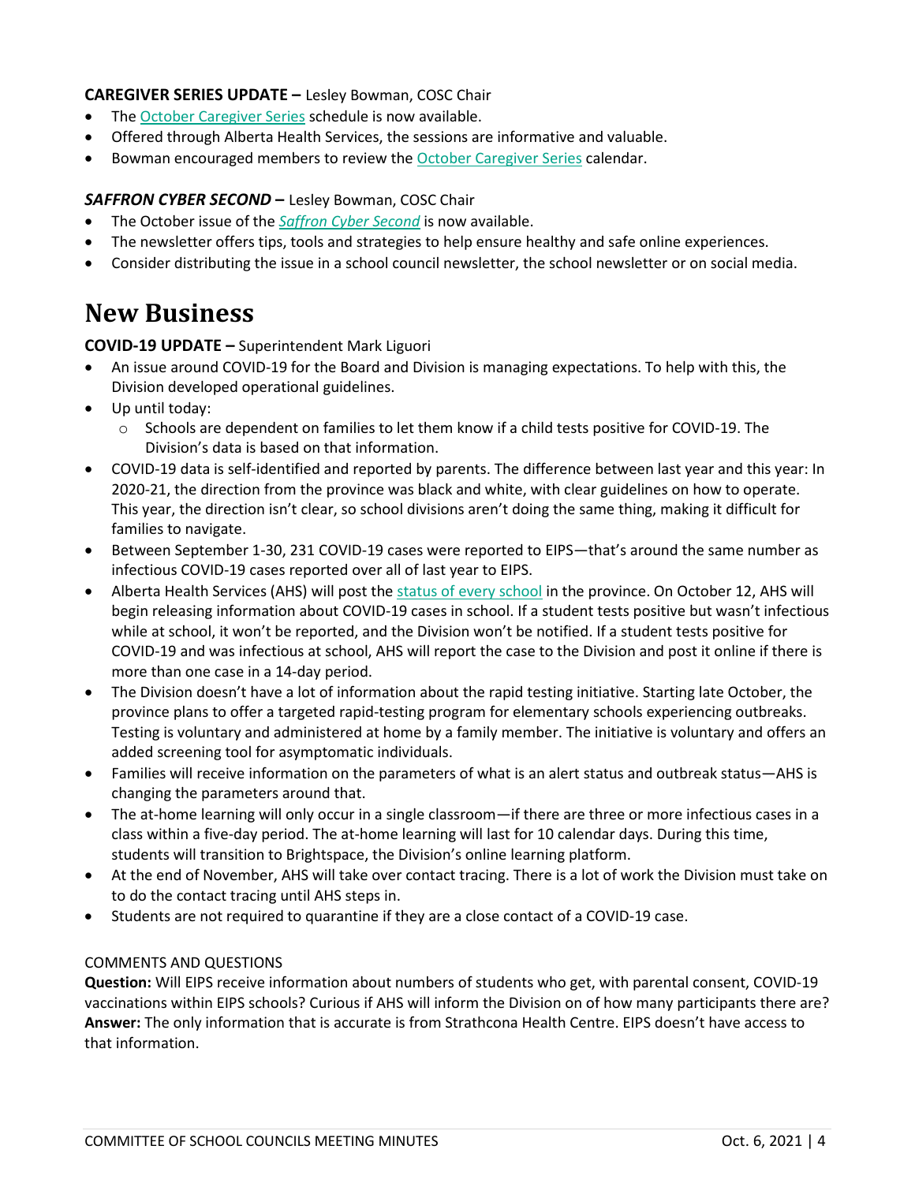**CAREGIVER SERIES UPDATE –** Lesley Bowman, COSC Chair

- The October Caregiver Series schedule is now available.
- Offered through Alberta Health Services, the sessions are informative and valuable.
- Bowman encouraged members to review the October Caregiver Series calendar.

***SAFFRON CYBER SECOND* –** Lesley Bowman, COSC Chair

- The October issue of the *Saffron Cyber Second* is now available.
- The newsletter offers tips, tools and strategies to help ensure healthy and safe online experiences.
- Consider distributing the issue in a school council newsletter, the school newsletter or on social media.

# New Business

**COVID-19 UPDATE –** Superintendent Mark Liguori

- An issue around COVID-19 for the Board and Division is managing expectations. To help with this, the Division developed operational guidelines.
- Up until today:
  - Schools are dependent on families to let them know if a child tests positive for COVID-19. The Division's data is based on that information.
- COVID-19 data is self-identified and reported by parents. The difference between last year and this year: In 2020-21, the direction from the province was black and white, with clear guidelines on how to operate. This year, the direction isn't clear, so school divisions aren't doing the same thing, making it difficult for families to navigate.
- Between September 1-30, 231 COVID-19 cases were reported to EIPS—that's around the same number as infectious COVID-19 cases reported over all of last year to EIPS.
- Alberta Health Services (AHS) will post the status of every school in the province. On October 12, AHS will begin releasing information about COVID-19 cases in school. If a student tests positive but wasn't infectious while at school, it won't be reported, and the Division won't be notified. If a student tests positive for COVID-19 and was infectious at school, AHS will report the case to the Division and post it online if there is more than one case in a 14-day period.
- The Division doesn't have a lot of information about the rapid testing initiative. Starting late October, the province plans to offer a targeted rapid-testing program for elementary schools experiencing outbreaks. Testing is voluntary and administered at home by a family member. The initiative is voluntary and offers an added screening tool for asymptomatic individuals.
- Families will receive information on the parameters of what is an alert status and outbreak status—AHS is changing the parameters around that.
- The at-home learning will only occur in a single classroom—if there are three or more infectious cases in a class within a five-day period. The at-home learning will last for 10 calendar days. During this time, students will transition to Brightspace, the Division's online learning platform.
- At the end of November, AHS will take over contact tracing. There is a lot of work the Division must take on to do the contact tracing until AHS steps in.
- Students are not required to quarantine if they are a close contact of a COVID-19 case.

COMMENTS AND QUESTIONS

**Question:** Will EIPS receive information about numbers of students who get, with parental consent, COVID-19 vaccinations within EIPS schools? Curious if AHS will inform the Division on of how many participants there are?
**Answer:** The only information that is accurate is from Strathcona Health Centre. EIPS doesn't have access to that information.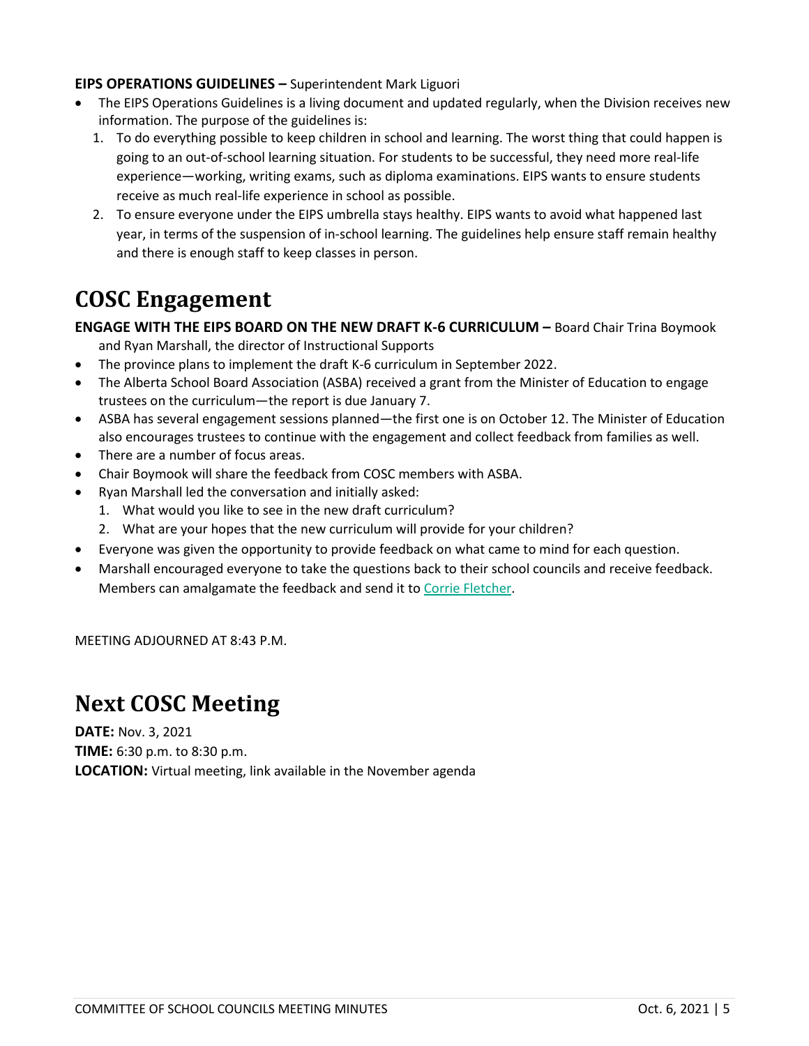**EIPS OPERATIONS GUIDELINES –** Superintendent Mark Liguori

- The EIPS Operations Guidelines is a living document and updated regularly, when the Division receives new information. The purpose of the guidelines is:
  1. To do everything possible to keep children in school and learning. The worst thing that could happen is going to an out-of-school learning situation. For students to be successful, they need more real-life experience—working, writing exams, such as diploma examinations. EIPS wants to ensure students receive as much real-life experience in school as possible.
  2. To ensure everyone under the EIPS umbrella stays healthy. EIPS wants to avoid what happened last year, in terms of the suspension of in-school learning. The guidelines help ensure staff remain healthy and there is enough staff to keep classes in person.

# COSC Engagement

**ENGAGE WITH THE EIPS BOARD ON THE NEW DRAFT K-6 CURRICULUM –** Board Chair Trina Boymook and Ryan Marshall, the director of Instructional Supports

- The province plans to implement the draft K-6 curriculum in September 2022.
- The Alberta School Board Association (ASBA) received a grant from the Minister of Education to engage trustees on the curriculum—the report is due January 7.
- ASBA has several engagement sessions planned—the first one is on October 12. The Minister of Education also encourages trustees to continue with the engagement and collect feedback from families as well.
- There are a number of focus areas.
- Chair Boymook will share the feedback from COSC members with ASBA.
- Ryan Marshall led the conversation and initially asked:
  1. What would you like to see in the new draft curriculum?
  2. What are your hopes that the new curriculum will provide for your children?
- Everyone was given the opportunity to provide feedback on what came to mind for each question.
- Marshall encouraged everyone to take the questions back to their school councils and receive feedback. Members can amalgamate the feedback and send it to Corrie Fletcher.

MEETING ADJOURNED AT 8:43 P.M.

# Next COSC Meeting

**DATE:** Nov. 3, 2021
**TIME:** 6:30 p.m. to 8:30 p.m.
**LOCATION:** Virtual meeting, link available in the November agenda